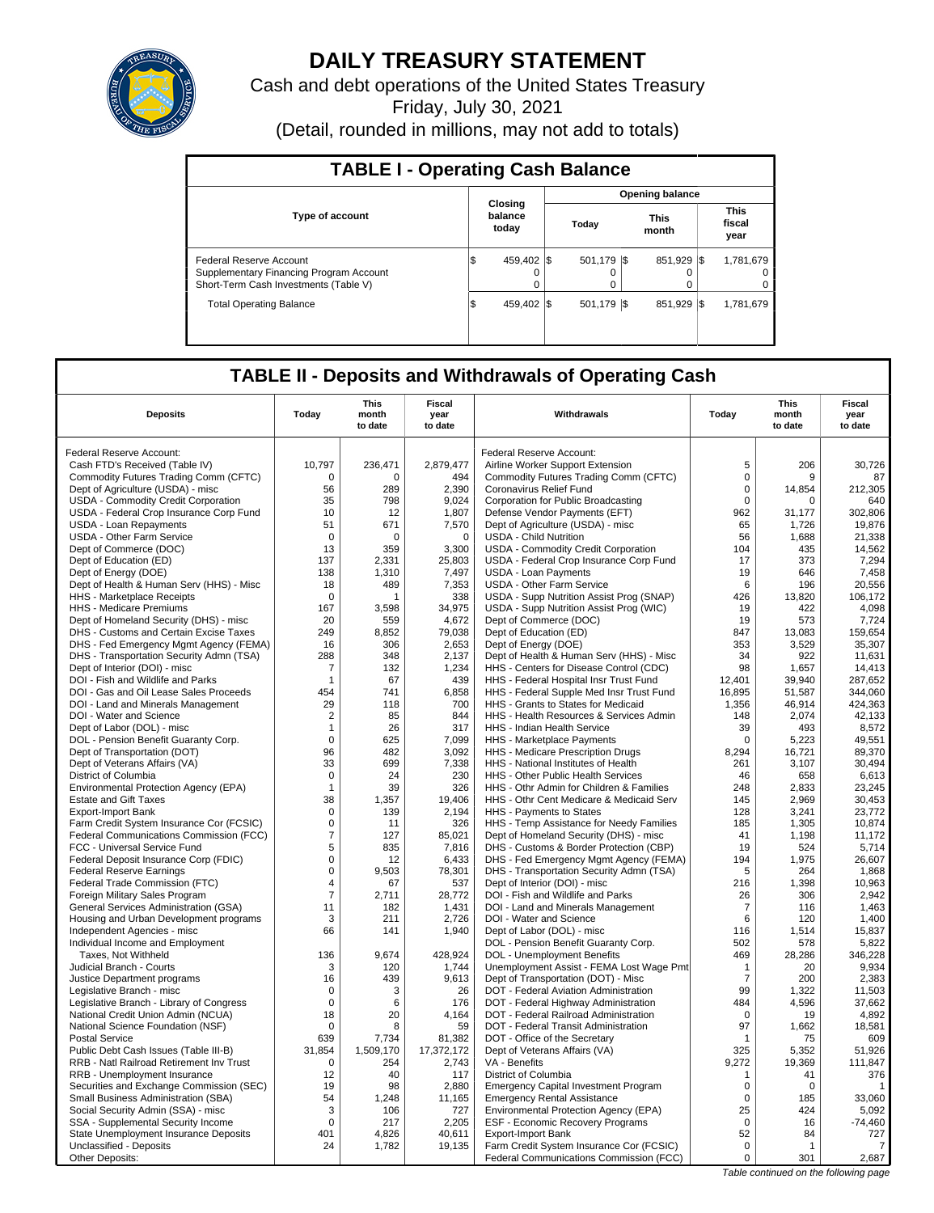# DAILY TREASURY STATEMENT

Cash and debt operations of the United States Treasury

Friday, July 30, 2021

(Detail, rounded in millions, may not add to totals)

## TABLE I - Operating Cash Balance

| Type of account | Closing balance today | Opening balance Today | Opening balance This month | Opening balance This fiscal year |
|---|---|---|---|---|
| Federal Reserve Account | $ 459,402 | $ 501,179 | $ 851,929 | $ 1,781,679 |
| Supplementary Financing Program Account | 0 | 0 | 0 | 0 |
| Short-Term Cash Investments (Table V) | 0 | 0 | 0 | 0 |
| Total Operating Balance | $ 459,402 | $ 501,179 | $ 851,929 | $ 1,781,679 |

## TABLE II - Deposits and Withdrawals of Operating Cash

| Deposits | Today | This month to date | Fiscal year to date | Withdrawals | Today | This month to date | Fiscal year to date |
|---|---|---|---|---|---|---|---|
| Federal Reserve Account: | | | | Federal Reserve Account: | | | |
| Cash FTD's Received (Table IV) | 10,797 | 236,471 | 2,879,477 | Airline Worker Support Extension | 5 | 206 | 30,726 |
| Commodity Futures Trading Comm (CFTC) | 0 | 0 | 494 | Commodity Futures Trading Comm (CFTC) | 0 | 9 | 87 |
| Dept of Agriculture (USDA) - misc | 56 | 289 | 2,390 | Coronavirus Relief Fund | 0 | 14,854 | 212,305 |
| USDA - Commodity Credit Corporation | 35 | 798 | 9,024 | Corporation for Public Broadcasting | 0 | 0 | 640 |
| USDA - Federal Crop Insurance Corp Fund | 10 | 12 | 1,807 | Defense Vendor Payments (EFT) | 962 | 31,177 | 302,806 |
| USDA - Loan Repayments | 51 | 671 | 7,570 | Dept of Agriculture (USDA) - misc | 65 | 1,726 | 19,876 |
| USDA - Other Farm Service | 0 | 0 | 0 | USDA - Child Nutrition | 56 | 1,688 | 21,338 |
| Dept of Commerce (DOC) | 13 | 359 | 3,300 | USDA - Commodity Credit Corporation | 104 | 435 | 14,562 |
| Dept of Education (ED) | 137 | 2,331 | 25,803 | USDA - Federal Crop Insurance Corp Fund | 17 | 373 | 7,294 |
| Dept of Energy (DOE) | 138 | 1,310 | 7,497 | USDA - Loan Payments | 19 | 646 | 7,458 |
| Dept of Health & Human Serv (HHS) - Misc | 18 | 489 | 7,353 | USDA - Other Farm Service | 6 | 196 | 20,556 |
| HHS - Marketplace Receipts | 0 | 1 | 338 | USDA - Supp Nutrition Assist Prog (SNAP) | 426 | 13,820 | 106,172 |
| HHS - Medicare Premiums | 167 | 3,598 | 34,975 | USDA - Supp Nutrition Assist Prog (WIC) | 19 | 422 | 4,098 |
| Dept of Homeland Security (DHS) - misc | 20 | 559 | 4,672 | Dept of Commerce (DOC) | 19 | 573 | 7,724 |
| DHS - Customs and Certain Excise Taxes | 249 | 8,852 | 79,038 | Dept of Education (ED) | 847 | 13,083 | 159,654 |
| DHS - Fed Emergency Mgmt Agency (FEMA) | 16 | 306 | 2,653 | Dept of Energy (DOE) | 353 | 3,529 | 35,307 |
| DHS - Transportation Security Admn (TSA) | 288 | 348 | 2,137 | Dept of Health & Human Serv (HHS) - Misc | 34 | 922 | 11,631 |
| Dept of Interior (DOI) - misc | 7 | 132 | 1,234 | HHS - Centers for Disease Control (CDC) | 98 | 1,657 | 14,413 |
| DOI - Fish and Wildlife and Parks | 1 | 67 | 439 | HHS - Federal Hospital Insr Trust Fund | 12,401 | 39,940 | 287,652 |
| DOI - Gas and Oil Lease Sales Proceeds | 454 | 741 | 6,858 | HHS - Federal Supple Med Insr Trust Fund | 16,895 | 51,587 | 344,060 |
| DOI - Land and Minerals Management | 29 | 118 | 700 | HHS - Grants to States for Medicaid | 1,356 | 46,914 | 424,363 |
| DOI - Water and Science | 2 | 85 | 844 | HHS - Health Resources & Services Admin | 148 | 2,074 | 42,133 |
| Dept of Labor (DOL) - misc | 1 | 26 | 317 | HHS - Indian Health Service | 39 | 493 | 8,572 |
| DOL - Pension Benefit Guaranty Corp. | 0 | 625 | 7,099 | HHS - Marketplace Payments | 0 | 5,223 | 49,551 |
| Dept of Transportation (DOT) | 96 | 482 | 3,092 | HHS - Medicare Prescription Drugs | 8,294 | 16,721 | 89,370 |
| Dept of Veterans Affairs (VA) | 33 | 699 | 7,338 | HHS - National Institutes of Health | 261 | 3,107 | 30,494 |
| District of Columbia | 0 | 24 | 230 | HHS - Other Public Health Services | 46 | 658 | 6,613 |
| Environmental Protection Agency (EPA) | 1 | 39 | 326 | HHS - Othr Admin for Children & Families | 248 | 2,833 | 23,245 |
| Estate and Gift Taxes | 38 | 1,357 | 19,406 | HHS - Othr Cent Medicare & Medicaid Serv | 145 | 2,969 | 30,453 |
| Export-Import Bank | 0 | 139 | 2,194 | HHS - Payments to States | 128 | 3,241 | 23,772 |
| Farm Credit System Insurance Cor (FCSIC) | 0 | 11 | 326 | HHS - Temp Assistance for Needy Families | 185 | 1,305 | 10,874 |
| Federal Communications Commission (FCC) | 7 | 127 | 85,021 | Dept of Homeland Security (DHS) - misc | 41 | 1,198 | 11,172 |
| FCC - Universal Service Fund | 5 | 835 | 7,816 | DHS - Customs & Border Protection (CBP) | 19 | 524 | 5,714 |
| Federal Deposit Insurance Corp (FDIC) | 0 | 12 | 6,433 | DHS - Fed Emergency Mgmt Agency (FEMA) | 194 | 1,975 | 26,607 |
| Federal Reserve Earnings | 0 | 9,503 | 78,301 | DHS - Transportation Security Admn (TSA) | 5 | 264 | 1,868 |
| Federal Trade Commission (FTC) | 4 | 67 | 537 | Dept of Interior (DOI) - misc | 216 | 1,398 | 10,963 |
| Foreign Military Sales Program | 7 | 2,711 | 28,772 | DOI - Fish and Wildlife and Parks | 26 | 306 | 2,942 |
| General Services Administration (GSA) | 11 | 182 | 1,431 | DOI - Land and Minerals Management | 7 | 116 | 1,463 |
| Housing and Urban Development programs | 3 | 211 | 2,726 | DOI - Water and Science | 6 | 120 | 1,400 |
| Independent Agencies - misc | 66 | 141 | 1,940 | Dept of Labor (DOL) - misc | 116 | 1,514 | 15,837 |
| Individual Income and Employment | | | | DOL - Pension Benefit Guaranty Corp. | 502 | 578 | 5,822 |
| Taxes, Not Withheld | 136 | 9,674 | 428,924 | DOL - Unemployment Benefits | 469 | 28,286 | 346,228 |
| Judicial Branch - Courts | 3 | 120 | 1,744 | Unemployment Assist - FEMA Lost Wage Pmt | 1 | 20 | 9,934 |
| Justice Department programs | 16 | 439 | 9,613 | Dept of Transportation (DOT) - Misc | 7 | 200 | 2,383 |
| Legislative Branch - misc | 0 | 3 | 26 | DOT - Federal Aviation Administration | 99 | 1,322 | 11,503 |
| Legislative Branch - Library of Congress | 0 | 6 | 176 | DOT - Federal Highway Administration | 484 | 4,596 | 37,662 |
| National Credit Union Admin (NCUA) | 18 | 20 | 4,164 | DOT - Federal Railroad Administration | 0 | 19 | 4,892 |
| National Science Foundation (NSF) | 0 | 8 | 59 | DOT - Federal Transit Administration | 97 | 1,662 | 18,581 |
| Postal Service | 639 | 7,734 | 81,382 | DOT - Office of the Secretary | 1 | 75 | 609 |
| Public Debt Cash Issues (Table III-B) | 31,854 | 1,509,170 | 17,372,172 | Dept of Veterans Affairs (VA) | 325 | 5,352 | 51,926 |
| RRB - Natl Railroad Retirement Inv Trust | 0 | 254 | 2,743 | VA - Benefits | 9,272 | 19,369 | 111,847 |
| RRB - Unemployment Insurance | 12 | 40 | 117 | District of Columbia | 1 | 41 | 376 |
| Securities and Exchange Commission (SEC) | 19 | 98 | 2,880 | Emergency Capital Investment Program | 0 | 0 | 1 |
| Small Business Administration (SBA) | 54 | 1,248 | 11,165 | Emergency Rental Assistance | 0 | 185 | 33,060 |
| Social Security Admin (SSA) - misc | 3 | 106 | 727 | Environmental Protection Agency (EPA) | 25 | 424 | 5,092 |
| SSA - Supplemental Security Income | 0 | 217 | 2,205 | ESF - Economic Recovery Programs | 0 | 16 | -74,460 |
| State Unemployment Insurance Deposits | 401 | 4,826 | 40,611 | Export-Import Bank | 52 | 84 | 727 |
| Unclassified - Deposits | 24 | 1,782 | 19,135 | Farm Credit System Insurance Cor (FCSIC) | 0 | 1 | 7 |
| Other Deposits: | | | | Federal Communications Commission (FCC) | 0 | 301 | 2,687 |

*Table continued on the following page*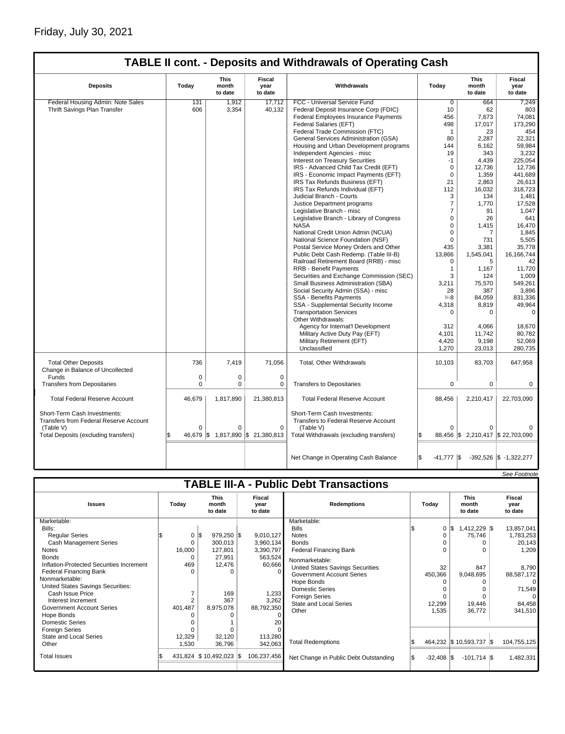Friday, July 30, 2021

## TABLE II cont. - Deposits and Withdrawals of Operating Cash

| Deposits | Today | This month to date | Fiscal year to date | Withdrawals | Today | This month to date | Fiscal year to date |
|---|---|---|---|---|---|---|---|
| Federal Housing Admin: Note Sales | 131 | 1,912 | 17,712 | FCC - Universal Service Fund | 0 | 664 | 7,249 |
| Thrift Savings Plan Transfer | 606 | 3,354 | 40,132 | Federal Deposit Insurance Corp (FDIC) | 10 | 62 | 803 |
| | | | | Federal Employees Insurance Payments | 456 | 7,673 | 74,081 |
| | | | | Federal Salaries (EFT) | 498 | 17,017 | 173,290 |
| | | | | Federal Trade Commission (FTC) | 1 | 23 | 454 |
| | | | | General Services Administration (GSA) | 80 | 2,287 | 22,321 |
| | | | | Housing and Urban Development programs | 144 | 6,162 | 59,984 |
| | | | | Independent Agencies - misc | 19 | 343 | 3,232 |
| | | | | Interest on Treasury Securities | -1 | 4,439 | 225,054 |
| | | | | IRS - Advanced Child Tax Credit (EFT) | 0 | 12,736 | 12,736 |
| | | | | IRS - Economic Impact Payments (EFT) | 0 | 1,359 | 441,689 |
| | | | | IRS Tax Refunds Business (EFT) | 21 | 2,863 | 26,613 |
| | | | | IRS Tax Refunds Individual (EFT) | 112 | 16,032 | 318,723 |
| | | | | Judicial Branch - Courts | 3 | 134 | 1,481 |
| | | | | Justice Department programs | 7 | 1,770 | 17,528 |
| | | | | Legislative Branch - misc | 7 | 91 | 1,047 |
| | | | | Legislative Branch - Library of Congress | 0 | 26 | 641 |
| | | | | NASA | 0 | 1,415 | 16,470 |
| | | | | National Credit Union Admin (NCUA) | 0 | 7 | 1,845 |
| | | | | National Science Foundation (NSF) | 0 | 731 | 5,505 |
| | | | | Postal Service Money Orders and Other | 435 | 3,381 | 35,778 |
| | | | | Public Debt Cash Redemp. (Table III-B) | 13,866 | 1,545,041 | 16,166,744 |
| | | | | Railroad Retirement Board (RRB) - misc | 0 | 5 | 42 |
| | | | | RRB - Benefit Payments | 1 | 1,167 | 11,720 |
| | | | | Securities and Exchange Commission (SEC) | 3 | 124 | 1,009 |
| | | | | Small Business Administration (SBA) | 3,211 | 75,570 | 549,261 |
| | | | | Social Security Admin (SSA) - misc | 28 | 387 | 3,896 |
| | | | | SSA - Benefits Payments | 1/-8 | 84,059 | 831,336 |
| | | | | SSA - Supplemental Security Income | 4,318 | 8,819 | 49,964 |
| | | | | Transportation Services | 0 | 0 | 0 |
| | | | | Other Withdrawals: | | | |
| | | | | Agency for Internat'l Development | 312 | 4,066 | 18,670 |
| | | | | Military Active Duty Pay (EFT) | 4,101 | 11,742 | 80,782 |
| | | | | Military Retirement (EFT) | 4,420 | 9,198 | 52,069 |
| | | | | Unclassified | 1,270 | 23,013 | 280,735 |
| Total Other Deposits | 736 | 7,419 | 71,056 | Total, Other Withdrawals | 10,103 | 83,703 | 647,958 |
| Change in Balance of Uncollected Funds | 0 | 0 | 0 | | | | |
| Transfers from Depositaries | 0 | 0 | 0 | Transfers to Depositaries | 0 | 0 | 0 |
| Total Federal Reserve Account | 46,679 | 1,817,890 | 21,380,813 | Total Federal Reserve Account | 88,456 | 2,210,417 | 22,703,090 |
| Short-Term Cash Investments: Transfers from Federal Reserve Account (Table V) | 0 | 0 | 0 | Short-Term Cash Investments: Transfers to Federal Reserve Account (Table V) | 0 | 0 | 0 |
| Total Deposits (excluding transfers) | $ 46,679 | $ 1,817,890 | $ 21,380,813 | Total Withdrawals (excluding transfers) | $ 88,456 | $ 2,210,417 | $ 22,703,090 |
| | | | | Net Change in Operating Cash Balance | $ -41,777 | $ -392,526 | $ -1,322,277 |

*See Footnote*

## TABLE III-A - Public Debt Transactions

| Issues | Today | This month to date | Fiscal year to date | Redemptions | Today | This month to date | Fiscal year to date |
|---|---|---|---|---|---|---|---|
| Marketable: | | | | Marketable: | | | |
| Bills: | | | | Bills | $ 0 | $ 1,412,229 | $ 13,857,041 |
| Regular Series | $ 0 | $ 979,250 | $ 9,010,127 | Notes | 0 | 75,746 | 1,783,253 |
| Cash Management Series | 0 | 300,013 | 3,960,134 | Bonds | 0 | 0 | 20,143 |
| Notes | 16,000 | 127,801 | 3,390,797 | Federal Financing Bank | 0 | 0 | 1,209 |
| Bonds | 0 | 27,951 | 563,524 | Nonmarketable: | | | |
| Inflation-Protected Securities Increment | 469 | 12,476 | 60,666 | United States Savings Securities | 32 | 847 | 8,790 |
| Federal Financing Bank | 0 | 0 | 0 | Government Account Series | 450,366 | 9,048,695 | 88,587,172 |
| Nonmarketable: | | | | Hope Bonds | 0 | 0 | 0 |
| United States Savings Securities: | | | | Domestic Series | 0 | 0 | 71,549 |
| Cash Issue Price | 7 | 169 | 1,233 | Foreign Series | 0 | 0 | 0 |
| Interest Increment | 2 | 367 | 3,262 | State and Local Series | 12,299 | 19,446 | 84,458 |
| Government Account Series | 401,487 | 8,975,078 | 88,792,350 | Other | 1,535 | 36,772 | 341,510 |
| Hope Bonds | 0 | 0 | 0 | | | | |
| Domestic Series | 0 | 1 | 20 | | | | |
| Foreign Series | 0 | 0 | 0 | | | | |
| State and Local Series | 12,329 | 32,120 | 113,280 | | | | |
| Other | 1,530 | 36,796 | 342,063 | Total Redemptions | $ 464,232 | $ 10,593,737 | $ 104,755,125 |
| Total Issues | $ 431,824 | $ 10,492,023 | $ 106,237,456 | Net Change in Public Debt Outstanding | $ -32,408 | $ -101,714 | $ 1,482,331 |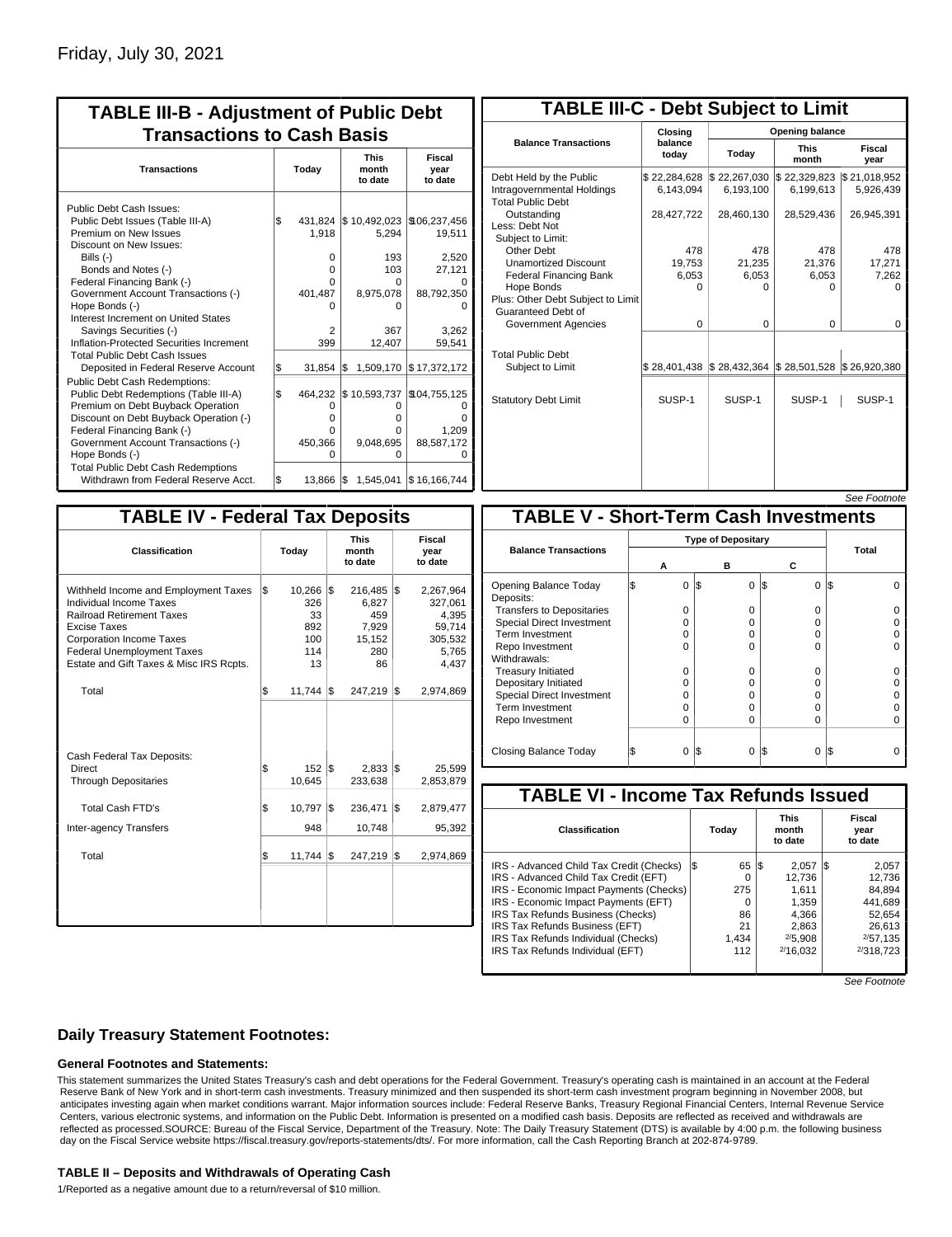Friday, July 30, 2021

## TABLE III-B - Adjustment of Public Debt Transactions to Cash Basis

| Transactions | Today | This month to date | Fiscal year to date |
|---|---|---|---|
| Public Debt Cash Issues: | | | |
| Public Debt Issues (Table III-A) | $ 431,824 | $ 10,492,023 | $106,237,456 |
| Premium on New Issues | 1,918 | 5,294 | 19,511 |
| Discount on New Issues: | | | |
| Bills (-) | 0 | 193 | 2,520 |
| Bonds and Notes (-) | 0 | 103 | 27,121 |
| Federal Financing Bank (-) | 0 | 0 | 0 |
| Government Account Transactions (-) | 401,487 | 8,975,078 | 88,792,350 |
| Hope Bonds (-) | 0 | 0 | 0 |
| Interest Increment on United States Savings Securities (-) | 2 | 367 | 3,262 |
| Inflation-Protected Securities Increment | 399 | 12,407 | 59,541 |
| Total Public Debt Cash Issues Deposited in Federal Reserve Account | $ 31,854 | $ 1,509,170 | $ 17,372,172 |
| Public Debt Cash Redemptions: | | | |
| Public Debt Redemptions (Table III-A) | $ 464,232 | $ 10,593,737 | $104,755,125 |
| Premium on Debt Buyback Operation | 0 | 0 | 0 |
| Discount on Debt Buyback Operation (-) | 0 | 0 | 0 |
| Federal Financing Bank (-) | 0 | 0 | 1,209 |
| Government Account Transactions (-) | 450,366 | 9,048,695 | 88,587,172 |
| Hope Bonds (-) | 0 | 0 | 0 |
| Total Public Debt Cash Redemptions Withdrawn from Federal Reserve Acct. | $ 13,866 | $ 1,545,041 | $ 16,166,744 |

## TABLE III-C - Debt Subject to Limit

| Balance Transactions | Closing balance today | Opening balance Today | Opening balance This month | Opening balance Fiscal year |
|---|---|---|---|---|
| Debt Held by the Public | $ 22,284,628 | $ 22,267,030 | $ 22,329,823 | $ 21,018,952 |
| Intragovernmental Holdings | 6,143,094 | 6,193,100 | 6,199,613 | 5,926,439 |
| Total Public Debt Outstanding | 28,427,722 | 28,460,130 | 28,529,436 | 26,945,391 |
| Less: Debt Not Subject to Limit: | | | | |
| Other Debt | 478 | 478 | 478 | 478 |
| Unamortized Discount | 19,753 | 21,235 | 21,376 | 17,271 |
| Federal Financing Bank | 6,053 | 6,053 | 6,053 | 7,262 |
| Hope Bonds | 0 | 0 | 0 | 0 |
| Plus: Other Debt Subject to Limit Guaranteed Debt of Government Agencies | 0 | 0 | 0 | 0 |
| Total Public Debt Subject to Limit | $ 28,401,438 | $ 28,432,364 | $ 28,501,528 | $ 26,920,380 |
| Statutory Debt Limit | SUSP-1 | SUSP-1 | SUSP-1 | SUSP-1 |

*See Footnote*

## TABLE IV - Federal Tax Deposits

| Classification | Today | This month to date | Fiscal year to date |
|---|---|---|---|
| Withheld Income and Employment Taxes | $ 10,266 | $ 216,485 | $ 2,267,964 |
| Individual Income Taxes | 326 | 6,827 | 327,061 |
| Railroad Retirement Taxes | 33 | 459 | 4,395 |
| Excise Taxes | 892 | 7,929 | 59,714 |
| Corporation Income Taxes | 100 | 15,152 | 305,532 |
| Federal Unemployment Taxes | 114 | 280 | 5,765 |
| Estate and Gift Taxes & Misc IRS Rcpts. | 13 | 86 | 4,437 |
| Total | $ 11,744 | $ 247,219 | $ 2,974,869 |
| Cash Federal Tax Deposits: | | | |
| Direct | $ 152 | $ 2,833 | $ 25,599 |
| Through Depositaries | 10,645 | 233,638 | 2,853,879 |
| Total Cash FTD's | $ 10,797 | $ 236,471 | $ 2,879,477 |
| Inter-agency Transfers | 948 | 10,748 | 95,392 |
| Total | $ 11,744 | $ 247,219 | $ 2,974,869 |

## TABLE V - Short-Term Cash Investments

| Balance Transactions | Type of Depositary A | B | C | Total |
|---|---|---|---|---|
| Opening Balance Today | $ 0 | $ 0 | $ 0 | $ 0 |
| Deposits: | | | | |
| Transfers to Depositaries | 0 | 0 | 0 | 0 |
| Special Direct Investment | 0 | 0 | 0 | 0 |
| Term Investment | 0 | 0 | 0 | 0 |
| Repo Investment | 0 | 0 | 0 | 0 |
| Withdrawals: | | | | |
| Treasury Initiated | 0 | 0 | 0 | 0 |
| Depositary Initiated | 0 | 0 | 0 | 0 |
| Special Direct Investment | 0 | 0 | 0 | 0 |
| Term Investment | 0 | 0 | 0 | 0 |
| Repo Investment | 0 | 0 | 0 | 0 |
| Closing Balance Today | $ 0 | $ 0 | $ 0 | $ 0 |

## TABLE VI - Income Tax Refunds Issued

| Classification | Today | This month to date | Fiscal year to date |
|---|---|---|---|
| IRS - Advanced Child Tax Credit (Checks) | $ 65 | $ 2,057 | $ 2,057 |
| IRS - Advanced Child Tax Credit (EFT) | 0 | 12,736 | 12,736 |
| IRS - Economic Impact Payments (Checks) | 275 | 1,611 | 84,894 |
| IRS - Economic Impact Payments (EFT) | 0 | 1,359 | 441,689 |
| IRS Tax Refunds Business (Checks) | 86 | 4,366 | 52,654 |
| IRS Tax Refunds Business (EFT) | 21 | 2,863 | 26,613 |
| IRS Tax Refunds Individual (Checks) | 1,434 | [2]/5,908 | [2]/57,135 |
| IRS Tax Refunds Individual (EFT) | 112 | [2]/16,032 | [2]/318,723 |

*See Footnote*

## Daily Treasury Statement Footnotes:

### General Footnotes and Statements:

This statement summarizes the United States Treasury's cash and debt operations for the Federal Government. Treasury's operating cash is maintained in an account at the Federal Reserve Bank of New York and in short-term cash investments. Treasury minimized and then suspended its short-term cash investment program beginning in November 2008, but anticipates investing again when market conditions warrant. Major information sources include: Federal Reserve Banks, Treasury Regional Financial Centers, Internal Revenue Service Centers, various electronic systems, and information on the Public Debt. Information is presented on a modified cash basis. Deposits are reflected as received and withdrawals are reflected as processed.SOURCE: Bureau of the Fiscal Service, Department of the Treasury. Note: The Daily Treasury Statement (DTS) is available by 4:00 p.m. the following business day on the Fiscal Service website https://fiscal.treasury.gov/reports-statements/dts/. For more information, call the Cash Reporting Branch at 202-874-9789.

### TABLE II – Deposits and Withdrawals of Operating Cash

1/Reported as a negative amount due to a return/reversal of $10 million.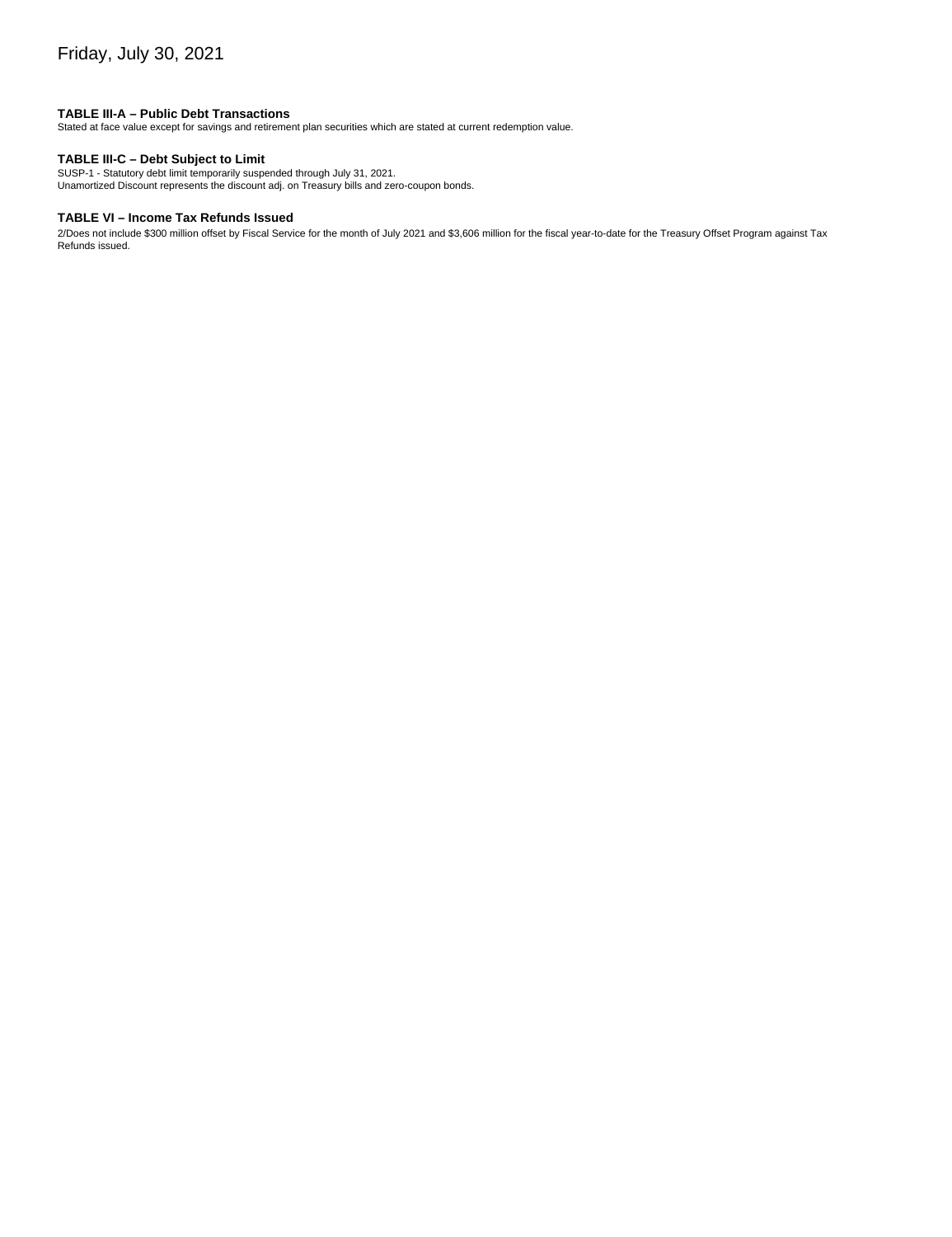Friday, July 30, 2021

### TABLE III-A – Public Debt Transactions

Stated at face value except for savings and retirement plan securities which are stated at current redemption value.

### TABLE III-C – Debt Subject to Limit

SUSP-1 - Statutory debt limit temporarily suspended through July 31, 2021.
Unamortized Discount represents the discount adj. on Treasury bills and zero-coupon bonds.

### TABLE VI – Income Tax Refunds Issued

2/Does not include $300 million offset by Fiscal Service for the month of July 2021 and $3,606 million for the fiscal year-to-date for the Treasury Offset Program against Tax Refunds issued.